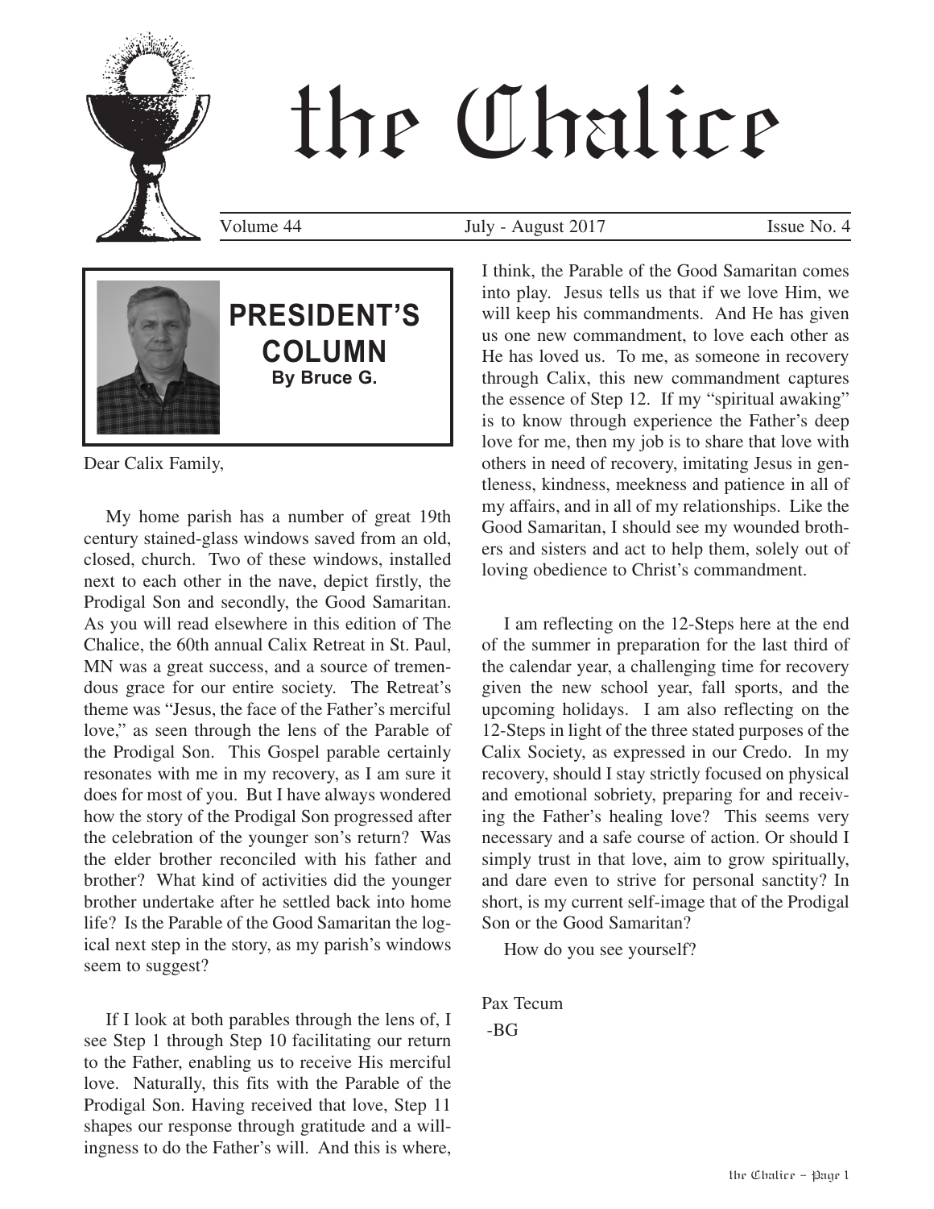# the Chalice

Volume 44 July - August 2017 Issue No. 4

## PRESIDENT'S COLUMN

**By Bruce G.**

Dear Calix Family,

My home parish has a number of great 19th century stained-glass windows saved from an old, closed, church. Two of these windows, installed next to each other in the nave, depict firstly, the Prodigal Son and secondly, the Good Samaritan. As you will read elsewhere in this edition of The Chalice, the 60th annual Calix Retreat in St. Paul, MN was a great success, and a source of tremendous grace for our entire society. The Retreat's theme was "Jesus, the face of the Father's merciful love," as seen through the lens of the Parable of the Prodigal Son. This Gospel parable certainly resonates with me in my recovery, as I am sure it does for most of you. But I have always wondered how the story of the Prodigal Son progressed after the celebration of the younger son's return? Was the elder brother reconciled with his father and brother? What kind of activities did the younger brother undertake after he settled back into home life? Is the Parable of the Good Samaritan the logical next step in the story, as my parish's windows seem to suggest?

If I look at both parables through the lens of, I see Step 1 through Step 10 facilitating our return to the Father, enabling us to receive His merciful love. Naturally, this fits with the Parable of the Prodigal Son. Having received that love, Step 11 shapes our response through gratitude and a willingness to do the Father's will. And this is where, I think, the Parable of the Good Samaritan comes into play. Jesus tells us that if we love Him, we will keep his commandments. And He has given us one new commandment, to love each other as He has loved us. To me, as someone in recovery through Calix, this new commandment captures the essence of Step 12. If my "spiritual awaking" is to know through experience the Father's deep love for me, then my job is to share that love with others in need of recovery, imitating Jesus in gentleness, kindness, meekness and patience in all of my affairs, and in all of my relationships. Like the Good Samaritan, I should see my wounded brothers and sisters and act to help them, solely out of loving obedience to Christ's commandment.

I am reflecting on the 12-Steps here at the end of the summer in preparation for the last third of the calendar year, a challenging time for recovery given the new school year, fall sports, and the upcoming holidays. I am also reflecting on the 12-Steps in light of the three stated purposes of the Calix Society, as expressed in our Credo. In my recovery, should I stay strictly focused on physical and emotional sobriety, preparing for and receiving the Father's healing love? This seems very necessary and a safe course of action. Or should I simply trust in that love, aim to grow spiritually, and dare even to strive for personal sanctity? In short, is my current self-image that of the Prodigal Son or the Good Samaritan?

How do you see yourself?

Pax Tecum

-BG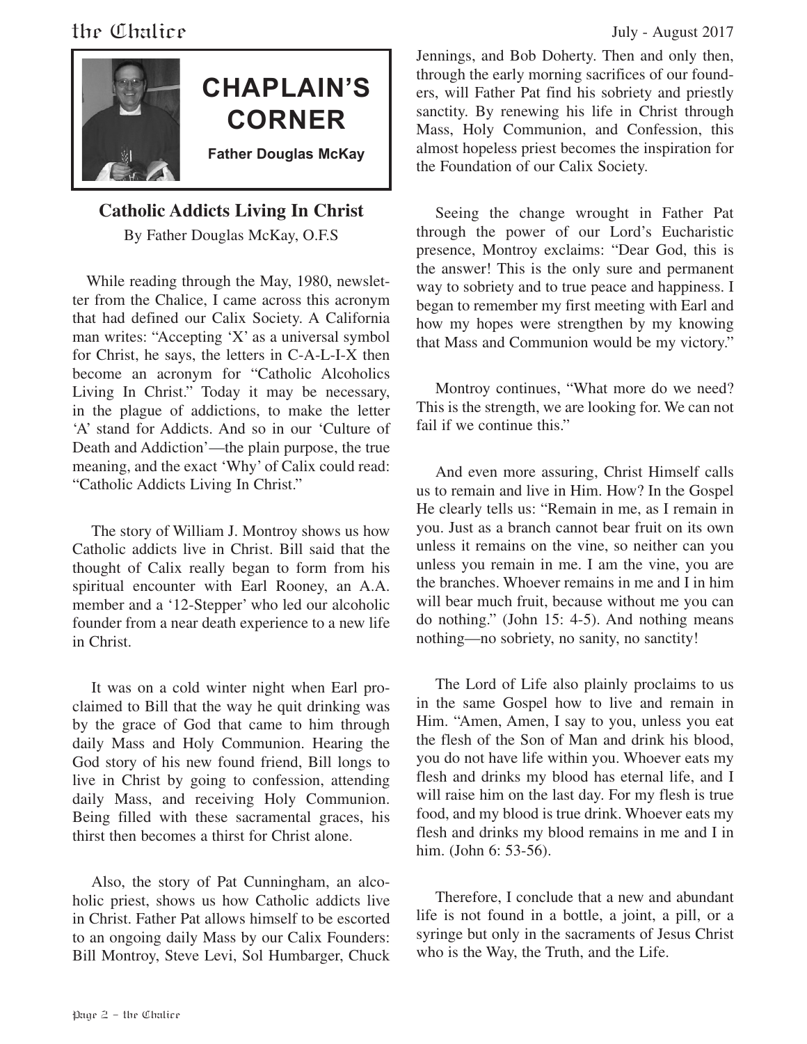# CHAPLAIN'S CORNER

**Father Douglas McKay**

## Catholic Addicts Living In Christ

By Father Douglas McKay, O.F.S

While reading through the May, 1980, newsletter from the Chalice, I came across this acronym that had defined our Calix Society. A California man writes: "Accepting 'X' as a universal symbol for Christ, he says, the letters in C-A-L-I-X then become an acronym for "Catholic Alcoholics Living In Christ." Today it may be necessary, in the plague of addictions, to make the letter 'A' stand for Addicts. And so in our 'Culture of Death and Addiction'—the plain purpose, the true meaning, and the exact 'Why' of Calix could read: "Catholic Addicts Living In Christ."

The story of William J. Montroy shows us how Catholic addicts live in Christ. Bill said that the thought of Calix really began to form from his spiritual encounter with Earl Rooney, an A.A. member and a '12-Stepper' who led our alcoholic founder from a near death experience to a new life in Christ.

It was on a cold winter night when Earl proclaimed to Bill that the way he quit drinking was by the grace of God that came to him through daily Mass and Holy Communion. Hearing the God story of his new found friend, Bill longs to live in Christ by going to confession, attending daily Mass, and receiving Holy Communion. Being filled with these sacramental graces, his thirst then becomes a thirst for Christ alone.

Also, the story of Pat Cunningham, an alcoholic priest, shows us how Catholic addicts live in Christ. Father Pat allows himself to be escorted to an ongoing daily Mass by our Calix Founders: Bill Montroy, Steve Levi, Sol Humbarger, Chuck Jennings, and Bob Doherty. Then and only then, through the early morning sacrifices of our founders, will Father Pat find his sobriety and priestly sanctity. By renewing his life in Christ through Mass, Holy Communion, and Confession, this almost hopeless priest becomes the inspiration for the Foundation of our Calix Society.

Seeing the change wrought in Father Pat through the power of our Lord's Eucharistic presence, Montroy exclaims: "Dear God, this is the answer! This is the only sure and permanent way to sobriety and to true peace and happiness. I began to remember my first meeting with Earl and how my hopes were strengthen by my knowing that Mass and Communion would be my victory."

Montroy continues, "What more do we need? This is the strength, we are looking for. We can not fail if we continue this."

And even more assuring, Christ Himself calls us to remain and live in Him. How? In the Gospel He clearly tells us: "Remain in me, as I remain in you. Just as a branch cannot bear fruit on its own unless it remains on the vine, so neither can you unless you remain in me. I am the vine, you are the branches. Whoever remains in me and I in him will bear much fruit, because without me you can do nothing." (John 15: 4-5). And nothing means nothing—no sobriety, no sanity, no sanctity!

The Lord of Life also plainly proclaims to us in the same Gospel how to live and remain in Him. "Amen, Amen, I say to you, unless you eat the flesh of the Son of Man and drink his blood, you do not have life within you. Whoever eats my flesh and drinks my blood has eternal life, and I will raise him on the last day. For my flesh is true food, and my blood is true drink. Whoever eats my flesh and drinks my blood remains in me and I in him. (John 6: 53-56).

Therefore, I conclude that a new and abundant life is not found in a bottle, a joint, a pill, or a syringe but only in the sacraments of Jesus Christ who is the Way, the Truth, and the Life.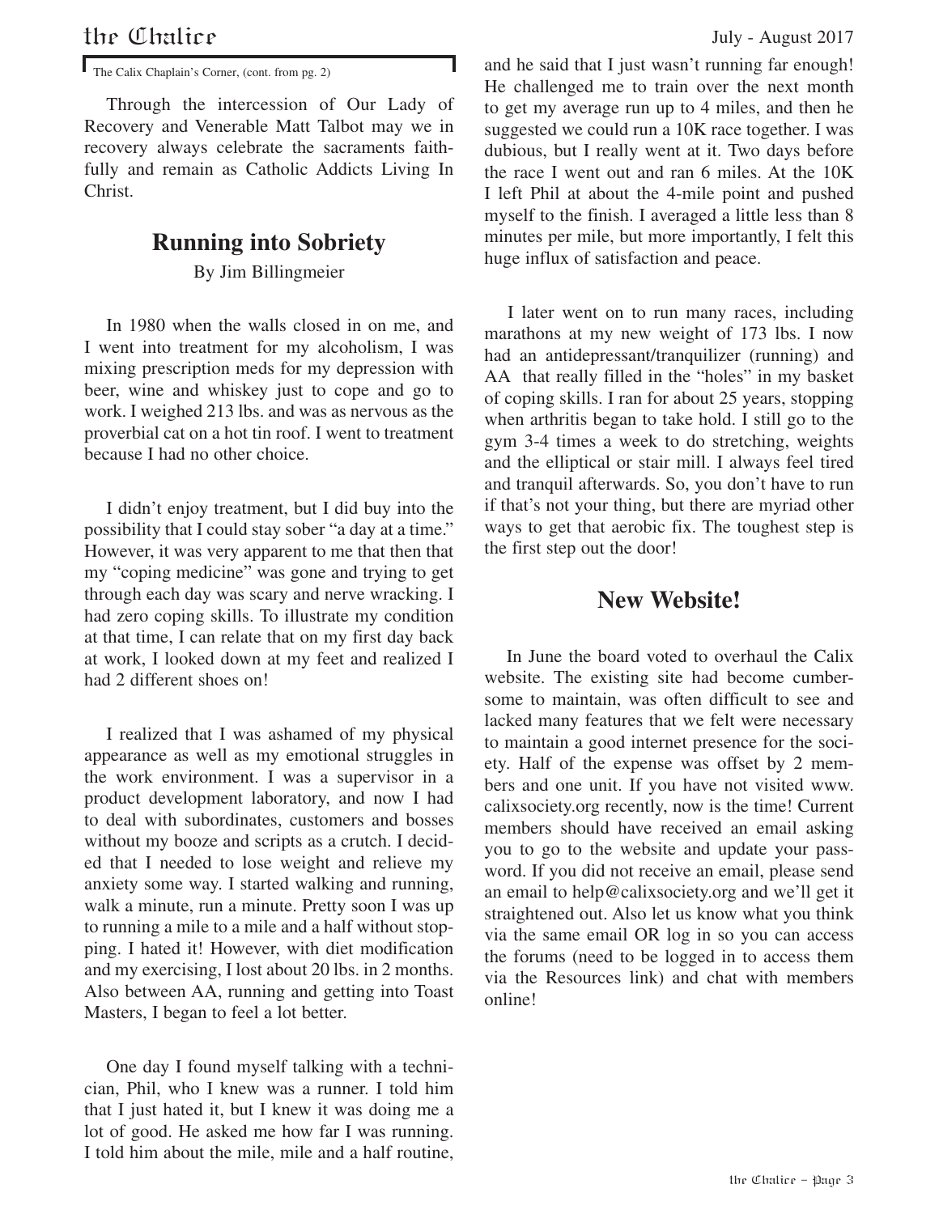The Calix Chaplain's Corner, (cont. from pg. 2)

Through the intercession of Our Lady of Recovery and Venerable Matt Talbot may we in recovery always celebrate the sacraments faithfully and remain as Catholic Addicts Living In Christ.

## Running into Sobriety

By Jim Billingmeier

In 1980 when the walls closed in on me, and I went into treatment for my alcoholism, I was mixing prescription meds for my depression with beer, wine and whiskey just to cope and go to work. I weighed 213 lbs. and was as nervous as the proverbial cat on a hot tin roof. I went to treatment because I had no other choice.

I didn't enjoy treatment, but I did buy into the possibility that I could stay sober "a day at a time." However, it was very apparent to me that then that my "coping medicine" was gone and trying to get through each day was scary and nerve wracking. I had zero coping skills. To illustrate my condition at that time, I can relate that on my first day back at work, I looked down at my feet and realized I had 2 different shoes on!

I realized that I was ashamed of my physical appearance as well as my emotional struggles in the work environment. I was a supervisor in a product development laboratory, and now I had to deal with subordinates, customers and bosses without my booze and scripts as a crutch. I decided that I needed to lose weight and relieve my anxiety some way. I started walking and running, walk a minute, run a minute. Pretty soon I was up to running a mile to a mile and a half without stopping. I hated it! However, with diet modification and my exercising, I lost about 20 lbs. in 2 months. Also between AA, running and getting into Toast Masters, I began to feel a lot better.

One day I found myself talking with a technician, Phil, who I knew was a runner. I told him that I just hated it, but I knew it was doing me a lot of good. He asked me how far I was running. I told him about the mile, mile and a half routine, and he said that I just wasn't running far enough! He challenged me to train over the next month to get my average run up to 4 miles, and then he suggested we could run a 10K race together. I was dubious, but I really went at it. Two days before the race I went out and ran 6 miles. At the 10K I left Phil at about the 4-mile point and pushed myself to the finish. I averaged a little less than 8 minutes per mile, but more importantly, I felt this huge influx of satisfaction and peace.

I later went on to run many races, including marathons at my new weight of 173 lbs. I now had an antidepressant/tranquilizer (running) and AA that really filled in the "holes" in my basket of coping skills. I ran for about 25 years, stopping when arthritis began to take hold. I still go to the gym 3-4 times a week to do stretching, weights and the elliptical or stair mill. I always feel tired and tranquil afterwards. So, you don't have to run if that's not your thing, but there are myriad other ways to get that aerobic fix. The toughest step is the first step out the door!

## New Website!

In June the board voted to overhaul the Calix website. The existing site had become cumbersome to maintain, was often difficult to see and lacked many features that we felt were necessary to maintain a good internet presence for the society. Half of the expense was offset by 2 members and one unit. If you have not visited www.calixsociety.org recently, now is the time! Current members should have received an email asking you to go to the website and update your password. If you did not receive an email, please send an email to help@calixsociety.org and we'll get it straightened out. Also let us know what you think via the same email OR log in so you can access the forums (need to be logged in to access them via the Resources link) and chat with members online!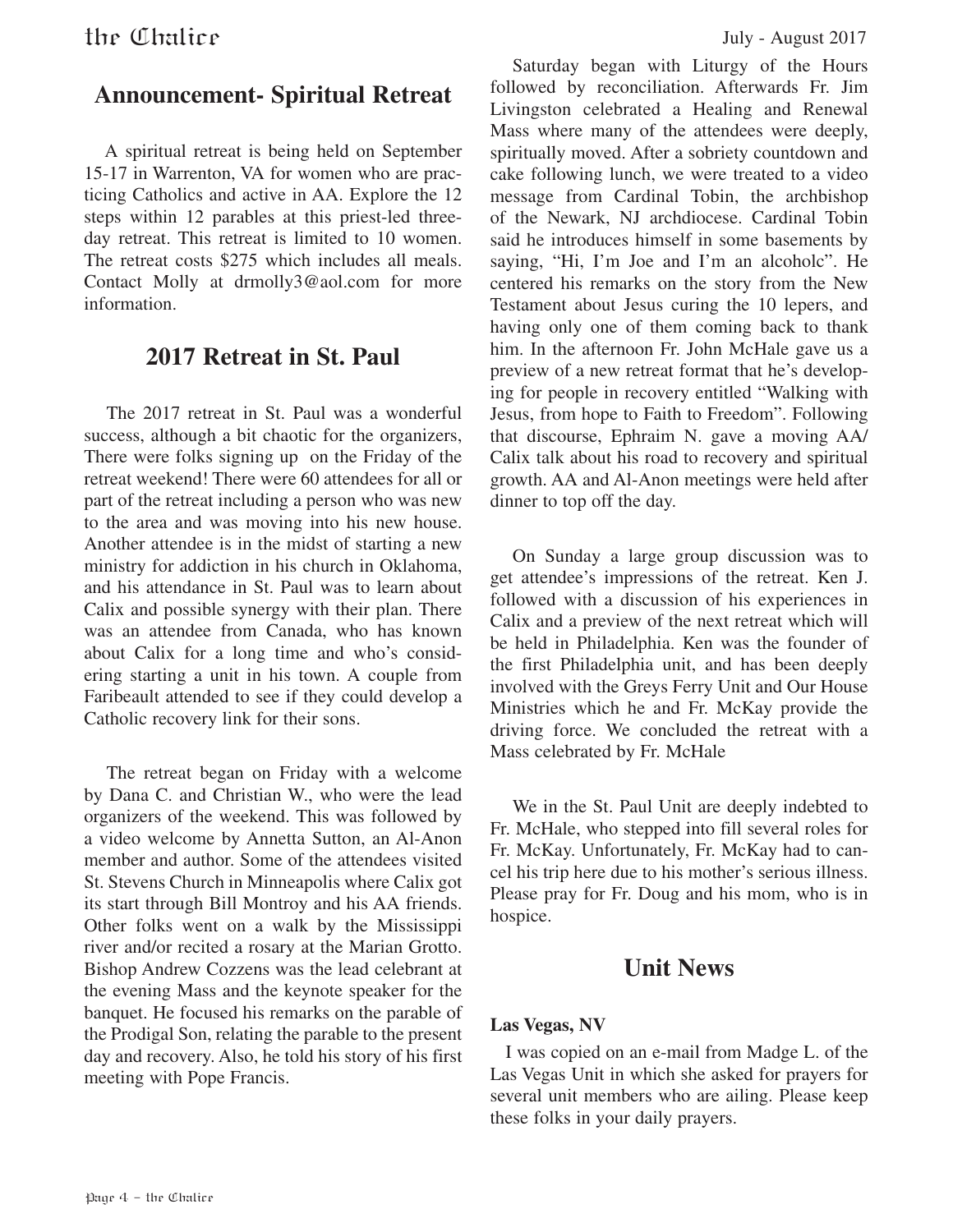## Announcement- Spiritual Retreat

A spiritual retreat is being held on September 15-17 in Warrenton, VA for women who are practicing Catholics and active in AA. Explore the 12 steps within 12 parables at this priest-led three-day retreat. This retreat is limited to 10 women. The retreat costs $275 which includes all meals. Contact Molly at drmolly3@aol.com for more information.

## 2017 Retreat in St. Paul

The 2017 retreat in St. Paul was a wonderful success, although a bit chaotic for the organizers, There were folks signing up on the Friday of the retreat weekend! There were 60 attendees for all or part of the retreat including a person who was new to the area and was moving into his new house. Another attendee is in the midst of starting a new ministry for addiction in his church in Oklahoma, and his attendance in St. Paul was to learn about Calix and possible synergy with their plan. There was an attendee from Canada, who has known about Calix for a long time and who's considering starting a unit in his town. A couple from Faribeault attended to see if they could develop a Catholic recovery link for their sons.

The retreat began on Friday with a welcome by Dana C. and Christian W., who were the lead organizers of the weekend. This was followed by a video welcome by Annetta Sutton, an Al-Anon member and author. Some of the attendees visited St. Stevens Church in Minneapolis where Calix got its start through Bill Montroy and his AA friends. Other folks went on a walk by the Mississippi river and/or recited a rosary at the Marian Grotto. Bishop Andrew Cozzens was the lead celebrant at the evening Mass and the keynote speaker for the banquet. He focused his remarks on the parable of the Prodigal Son, relating the parable to the present day and recovery. Also, he told his story of his first meeting with Pope Francis.

Saturday began with Liturgy of the Hours followed by reconciliation. Afterwards Fr. Jim Livingston celebrated a Healing and Renewal Mass where many of the attendees were deeply, spiritually moved. After a sobriety countdown and cake following lunch, we were treated to a video message from Cardinal Tobin, the archbishop of the Newark, NJ archdiocese. Cardinal Tobin said he introduces himself in some basements by saying, "Hi, I'm Joe and I'm an alcoholc". He centered his remarks on the story from the New Testament about Jesus curing the 10 lepers, and having only one of them coming back to thank him. In the afternoon Fr. John McHale gave us a preview of a new retreat format that he's developing for people in recovery entitled "Walking with Jesus, from hope to Faith to Freedom". Following that discourse, Ephraim N. gave a moving AA/Calix talk about his road to recovery and spiritual growth. AA and Al-Anon meetings were held after dinner to top off the day.

On Sunday a large group discussion was to get attendee's impressions of the retreat. Ken J. followed with a discussion of his experiences in Calix and a preview of the next retreat which will be held in Philadelphia. Ken was the founder of the first Philadelphia unit, and has been deeply involved with the Greys Ferry Unit and Our House Ministries which he and Fr. McKay provide the driving force. We concluded the retreat with a Mass celebrated by Fr. McHale

We in the St. Paul Unit are deeply indebted to Fr. McHale, who stepped into fill several roles for Fr. McKay. Unfortunately, Fr. McKay had to cancel his trip here due to his mother's serious illness. Please pray for Fr. Doug and his mom, who is in hospice.

## Unit News

**Las Vegas, NV**

I was copied on an e-mail from Madge L. of the Las Vegas Unit in which she asked for prayers for several unit members who are ailing. Please keep these folks in your daily prayers.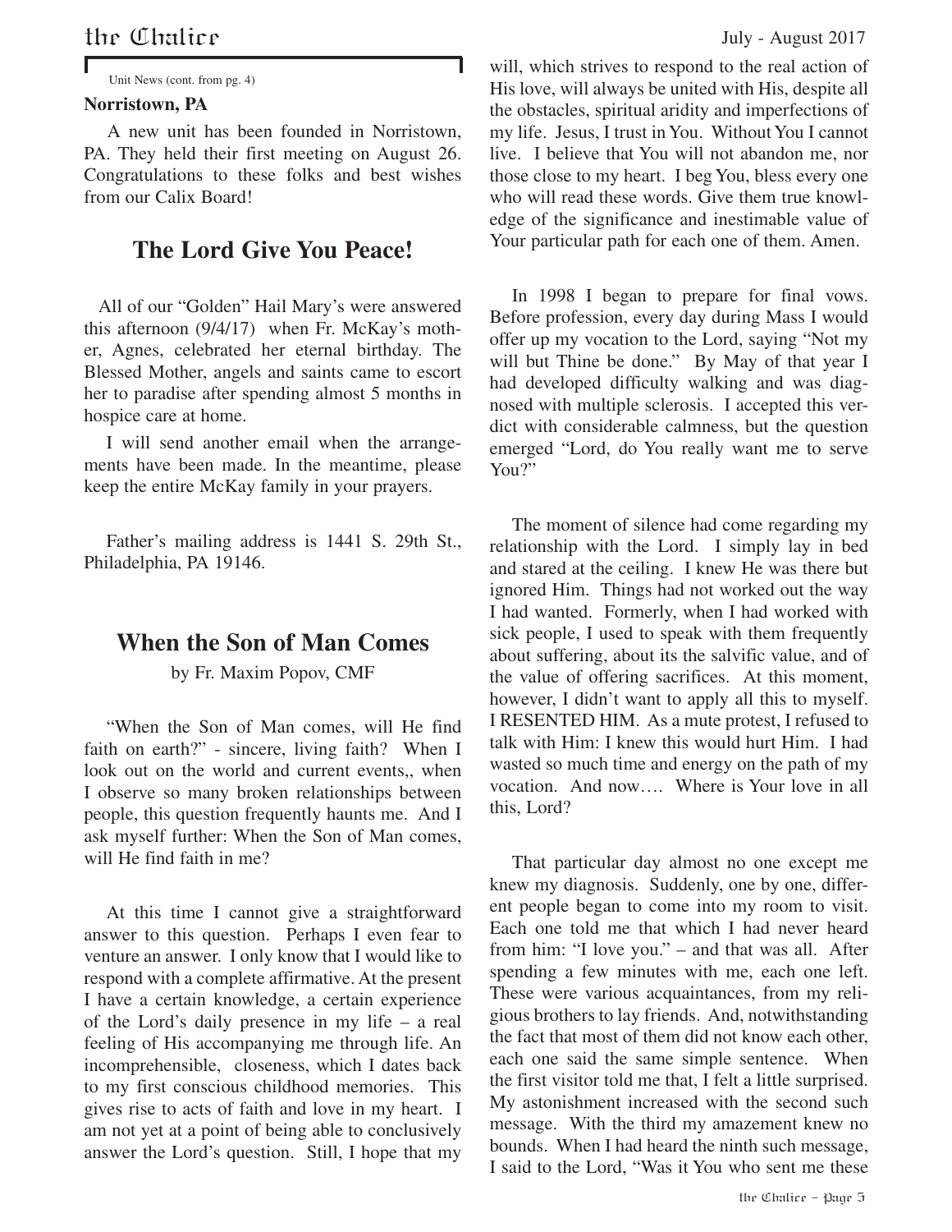Unit News (cont. from pg. 4)

**Norristown, PA**

A new unit has been founded in Norristown, PA. They held their first meeting on August 26. Congratulations to these folks and best wishes from our Calix Board!

## The Lord Give You Peace!

All of our "Golden" Hail Mary's were answered this afternoon (9/4/17) when Fr. McKay's mother, Agnes, celebrated her eternal birthday. The Blessed Mother, angels and saints came to escort her to paradise after spending almost 5 months in hospice care at home.

I will send another email when the arrangements have been made. In the meantime, please keep the entire McKay family in your prayers.

Father's mailing address is 1441 S. 29th St., Philadelphia, PA 19146.

## When the Son of Man Comes

by Fr. Maxim Popov, CMF

"When the Son of Man comes, will He find faith on earth?" - sincere, living faith? When I look out on the world and current events,, when I observe so many broken relationships between people, this question frequently haunts me. And I ask myself further: When the Son of Man comes, will He find faith in me?

At this time I cannot give a straightforward answer to this question. Perhaps I even fear to venture an answer. I only know that I would like to respond with a complete affirmative. At the present I have a certain knowledge, a certain experience of the Lord's daily presence in my life – a real feeling of His accompanying me through life. An incomprehensible, closeness, which I dates back to my first conscious childhood memories. This gives rise to acts of faith and love in my heart. I am not yet at a point of being able to conclusively answer the Lord's question. Still, I hope that my will, which strives to respond to the real action of His love, will always be united with His, despite all the obstacles, spiritual aridity and imperfections of my life. Jesus, I trust in You. Without You I cannot live. I believe that You will not abandon me, nor those close to my heart. I beg You, bless every one who will read these words. Give them true knowledge of the significance and inestimable value of Your particular path for each one of them. Amen.

In 1998 I began to prepare for final vows. Before profession, every day during Mass I would offer up my vocation to the Lord, saying "Not my will but Thine be done." By May of that year I had developed difficulty walking and was diagnosed with multiple sclerosis. I accepted this verdict with considerable calmness, but the question emerged "Lord, do You really want me to serve You?"

The moment of silence had come regarding my relationship with the Lord. I simply lay in bed and stared at the ceiling. I knew He was there but ignored Him. Things had not worked out the way I had wanted. Formerly, when I had worked with sick people, I used to speak with them frequently about suffering, about its the salvific value, and of the value of offering sacrifices. At this moment, however, I didn't want to apply all this to myself. I RESENTED HIM. As a mute protest, I refused to talk with Him: I knew this would hurt Him. I had wasted so much time and energy on the path of my vocation. And now…. Where is Your love in all this, Lord?

That particular day almost no one except me knew my diagnosis. Suddenly, one by one, different people began to come into my room to visit. Each one told me that which I had never heard from him: "I love you." – and that was all. After spending a few minutes with me, each one left. These were various acquaintances, from my religious brothers to lay friends. And, notwithstanding the fact that most of them did not know each other, each one said the same simple sentence. When the first visitor told me that, I felt a little surprised. My astonishment increased with the second such message. With the third my amazement knew no bounds. When I had heard the ninth such message, I said to the Lord, "Was it You who sent me these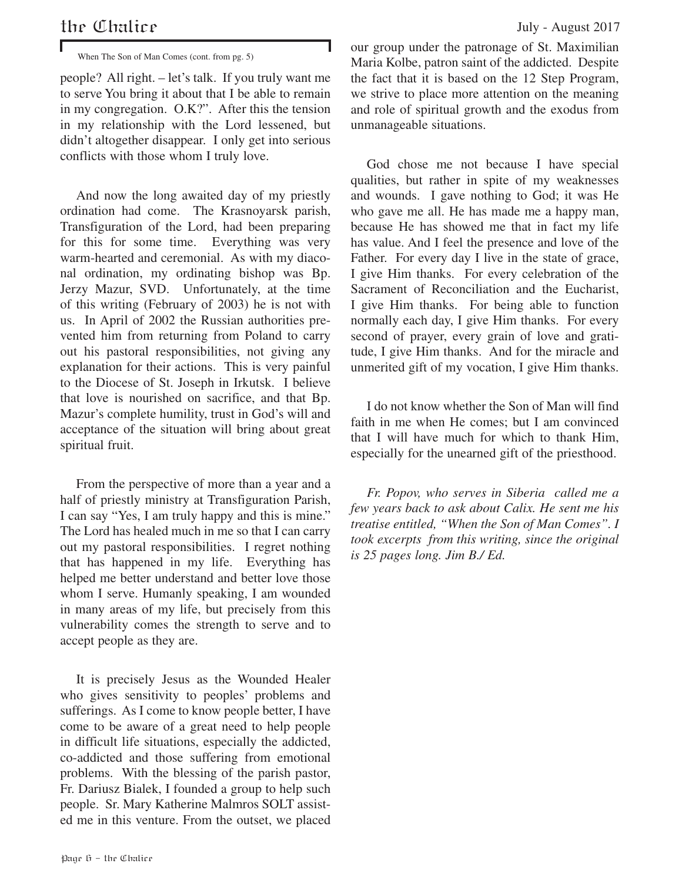When The Son of Man Comes (cont. from pg. 5)

people? All right. – let's talk. If you truly want me to serve You bring it about that I be able to remain in my congregation. O.K?". After this the tension in my relationship with the Lord lessened, but didn't altogether disappear. I only get into serious conflicts with those whom I truly love.

And now the long awaited day of my priestly ordination had come. The Krasnoyarsk parish, Transfiguration of the Lord, had been preparing for this for some time. Everything was very warm-hearted and ceremonial. As with my diaconal ordination, my ordinating bishop was Bp. Jerzy Mazur, SVD. Unfortunately, at the time of this writing (February of 2003) he is not with us. In April of 2002 the Russian authorities prevented him from returning from Poland to carry out his pastoral responsibilities, not giving any explanation for their actions. This is very painful to the Diocese of St. Joseph in Irkutsk. I believe that love is nourished on sacrifice, and that Bp. Mazur's complete humility, trust in God's will and acceptance of the situation will bring about great spiritual fruit.

From the perspective of more than a year and a half of priestly ministry at Transfiguration Parish, I can say "Yes, I am truly happy and this is mine." The Lord has healed much in me so that I can carry out my pastoral responsibilities. I regret nothing that has happened in my life. Everything has helped me better understand and better love those whom I serve. Humanly speaking, I am wounded in many areas of my life, but precisely from this vulnerability comes the strength to serve and to accept people as they are.

It is precisely Jesus as the Wounded Healer who gives sensitivity to peoples' problems and sufferings. As I come to know people better, I have come to be aware of a great need to help people in difficult life situations, especially the addicted, co-addicted and those suffering from emotional problems. With the blessing of the parish pastor, Fr. Dariusz Bialek, I founded a group to help such people. Sr. Mary Katherine Malmros SOLT assisted me in this venture. From the outset, we placed our group under the patronage of St. Maximilian Maria Kolbe, patron saint of the addicted. Despite the fact that it is based on the 12 Step Program, we strive to place more attention on the meaning and role of spiritual growth and the exodus from unmanageable situations.

God chose me not because I have special qualities, but rather in spite of my weaknesses and wounds. I gave nothing to God; it was He who gave me all. He has made me a happy man, because He has showed me that in fact my life has value. And I feel the presence and love of the Father. For every day I live in the state of grace, I give Him thanks. For every celebration of the Sacrament of Reconciliation and the Eucharist, I give Him thanks. For being able to function normally each day, I give Him thanks. For every second of prayer, every grain of love and gratitude, I give Him thanks. And for the miracle and unmerited gift of my vocation, I give Him thanks.

I do not know whether the Son of Man will find faith in me when He comes; but I am convinced that I will have much for which to thank Him, especially for the unearned gift of the priesthood.

*Fr. Popov, who serves in Siberia called me a few years back to ask about Calix. He sent me his treatise entitled, "When the Son of Man Comes". I took excerpts from this writing, since the original is 25 pages long. Jim B./ Ed.*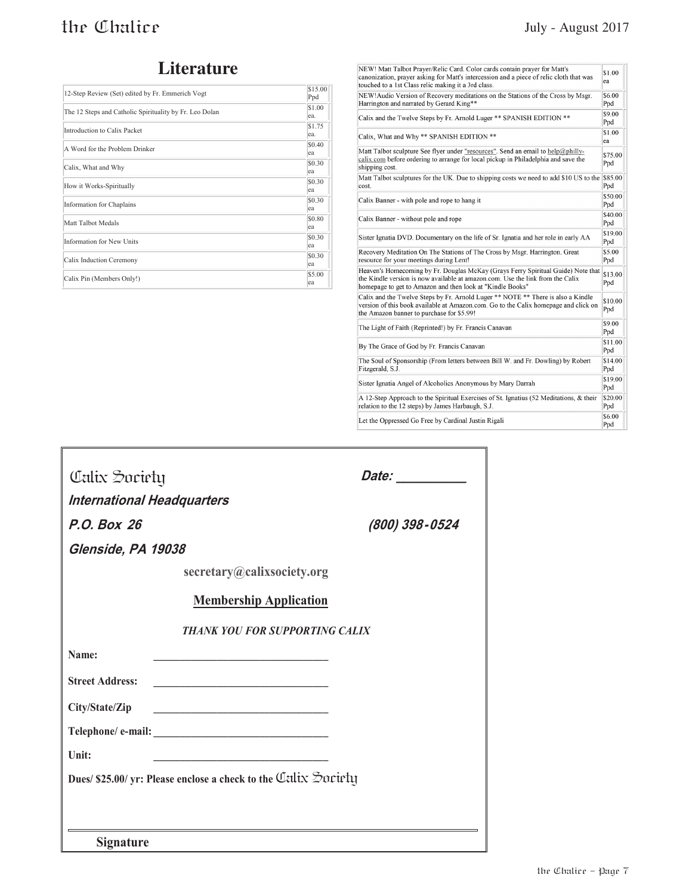# Literature

| Item | Price |
|---|---|
| 12-Step Review (Set) edited by Fr. Emmerich Vogt | $15.00 Ppd |
| The 12 Steps and Catholic Spirituality by Fr. Leo Dolan | $1.00 ea. |
| Introduction to Calix Packet | $1.75 ea. |
| A Word for the Problem Drinker | $0.40 ea |
| Calix, What and Why | $0.30 ea |
| How it Works-Spiritually | $0.30 ea |
| Information for Chaplains | $0.30 ea |
| Matt Talbot Medals | $0.80 ea |
| Information for New Units | $0.30 ea |
| Calix Induction Ceremony | $0.30 ea |
| Calix Pin (Members Only!) | $5.00 ea |

| Item | Price |
|---|---|
| NEW! Matt Talbot Prayer/Relic Card. Color cards contain prayer for Matt's canonization, prayer asking for Matt's intercession and a piece of relic cloth that was touched to a 1st Class relic making it a 3rd class. | $1.00 ea |
| NEW!Audio Version of Recovery meditations on the Stations of the Cross by Msgr. Harrington and narrated by Gerard King** | $6.00 Ppd |
| Calix and the Twelve Steps by Fr. Arnold Luger ** SPANISH EDITION ** | $9.00 Ppd |
| Calix, What and Why ** SPANISH EDITION ** | $1.00 ea |
| Matt Talbot sculpture See flyer under "resources". Send an email to help@philly-calix.com before ordering to arrange for local pickup in Philadelphia and save the shipping cost. | $75.00 Ppd |
| Matt Talbot sculptures for the UK. Due to shipping costs we need to add $10 US to the cost. | $85.00 Ppd |
| Calix Banner - with pole and rope to hang it | $50.00 Ppd |
| Calix Banner - without pole and rope | $40.00 Ppd |
| Sister Ignatia DVD. Documentary on the life of Sr. Ignatia and her role in early AA | $19.00 Ppd |
| Recovery Meditation On The Stations of The Cross by Msgr. Harrington. Great resource for your meetings during Lent! | $5.00 Ppd |
| Heaven's Homecoming by Fr. Douglas McKay (Grays Ferry Spiritual Guide) Note that the Kindle version is now available at amazon.com. Use the link from the Calix homepage to get to Amazon and then look at "Kindle Books" | $13.00 Ppd |
| Calix and the Twelve Steps by Fr. Arnold Luger ** NOTE ** There is also a Kindle version of this book available at Amazon.com. Go to the Calix homepage and click on the Amazon banner to purchase for $5.99! | $10.00 Ppd |
| The Light of Faith (Reprinted!) by Fr. Francis Canavan | $9.00 Ppd |
| By The Grace of God by Fr. Francis Canavan | $11.00 Ppd |
| The Soul of Sponsorship (From letters between Bill W. and Fr. Dowling) by Robert Fitzgerald, S.J. | $14.00 Ppd |
| Sister Ignatia Angel of Alcoholics Anonymous by Mary Darrah | $19.00 Ppd |
| A 12-Step Approach to the Spiritual Exercises of St. Ignatius (52 Meditations, & their relation to the 12 steps) by James Harbaugh, S.J. | $20.00 Ppd |
| Let the Oppressed Go Free by Cardinal Justin Rigali | $6.00 Ppd |

Calix Society

***International Headquarters***

***P.O. Box 26***

***Glenside, PA 19038***

***Date: ___________***

***(800) 398-0524***

**secretary@calixsociety.org**

**Membership Application**

***THANK YOU FOR SUPPORTING CALIX***

**Name:** ________________________________

**Street Address:** ________________________________

**City/State/Zip** ________________________________

**Telephone/ e-mail:** ________________________________

**Unit:** ________________________________

**Dues/ $25.00/ yr: Please enclose a check to the** Calix Society

**Signature**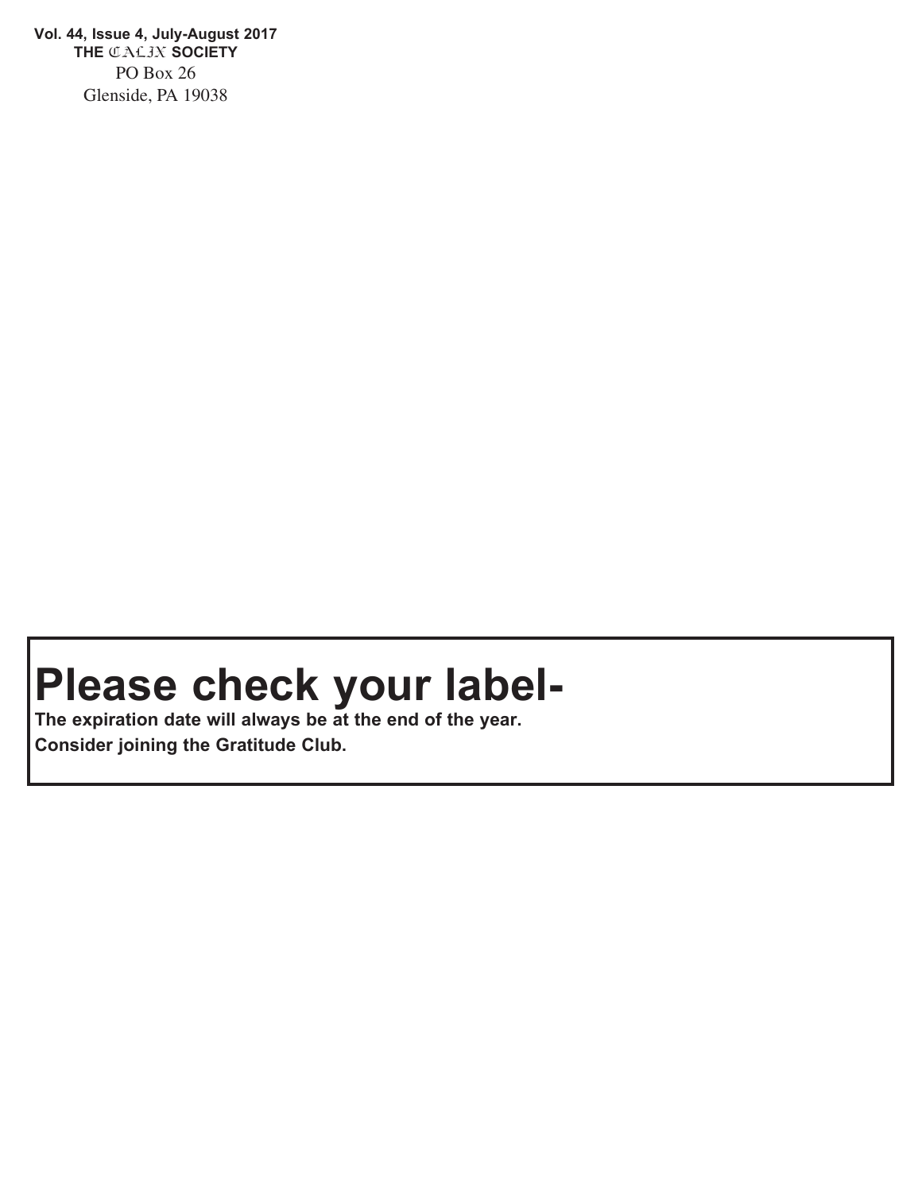THE CALIX SOCIETY
PO Box 26
Glenside, PA 19038

# Please check your label-

**The expiration date will always be at the end of the year.**

**Consider joining the Gratitude Club.**